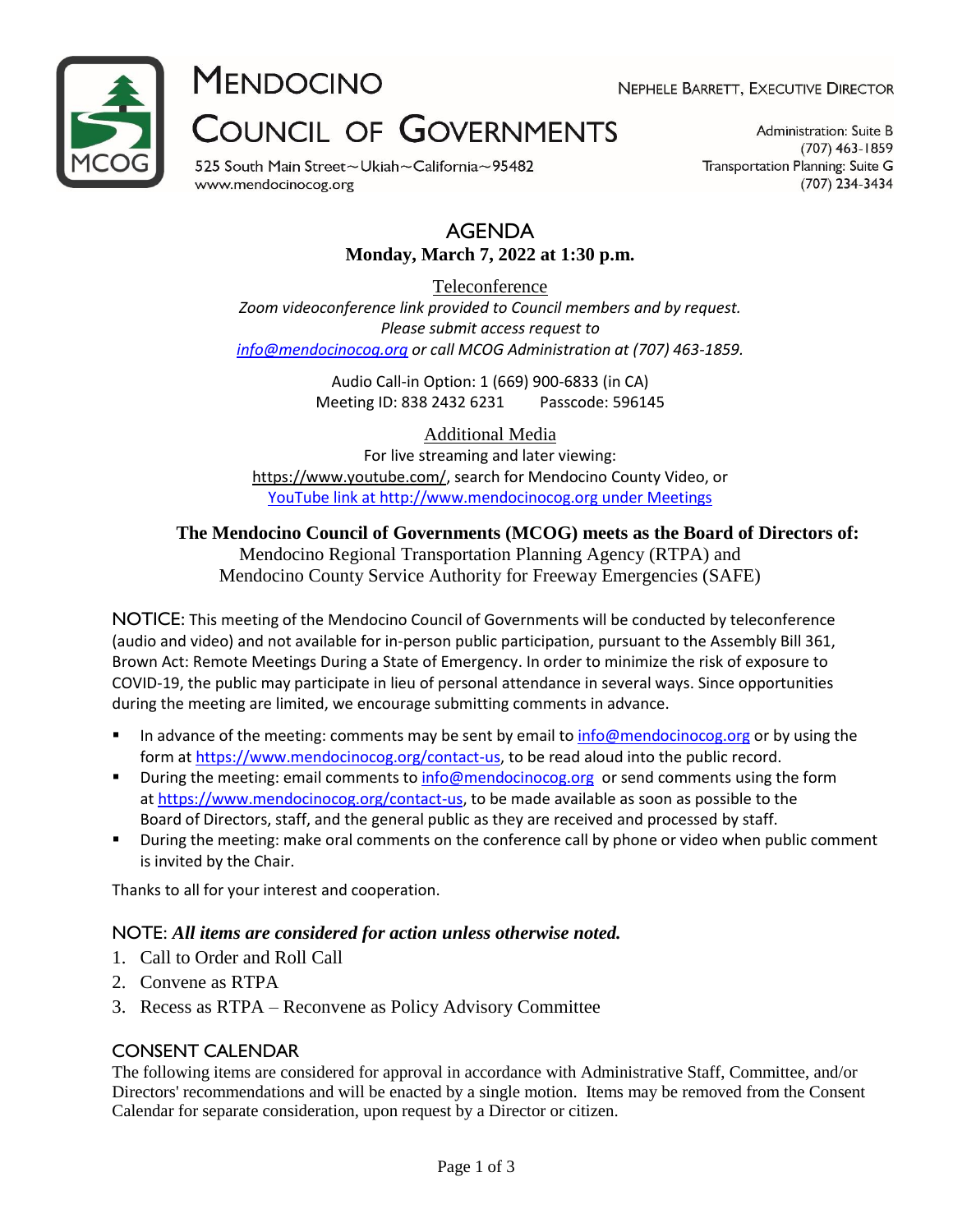# Mendocino Council of Governments

Nephele Barrett, Executive Director

525 South Main Street~Ukiah~California~95482
www.mendocinocog.org

Administration: Suite B
(707) 463-1859
Transportation Planning: Suite G
(707) 234-3434

## AGENDA

**Monday, March 7, 2022 at 1:30 p.m.**

Teleconference

*Zoom videoconference link provided to Council members and by request.*
*Please submit access request to*
*info@mendocinocog.org or call MCOG Administration at (707) 463-1859.*

Audio Call-in Option: 1 (669) 900-6833 (in CA)
Meeting ID: 838 2432 6231 Passcode: 596145

Additional Media

For live streaming and later viewing:
https://www.youtube.com/, search for Mendocino County Video, or
YouTube link at http://www.mendocinocog.org under Meetings

**The Mendocino Council of Governments (MCOG) meets as the Board of Directors of:**
Mendocino Regional Transportation Planning Agency (RTPA) and
Mendocino County Service Authority for Freeway Emergencies (SAFE)

NOTICE: This meeting of the Mendocino Council of Governments will be conducted by teleconference (audio and video) and not available for in-person public participation, pursuant to the Assembly Bill 361, Brown Act: Remote Meetings During a State of Emergency. In order to minimize the risk of exposure to COVID-19, the public may participate in lieu of personal attendance in several ways. Since opportunities during the meeting are limited, we encourage submitting comments in advance.

- In advance of the meeting: comments may be sent by email to info@mendocinocog.org or by using the form at https://www.mendocinocog.org/contact-us, to be read aloud into the public record.
- During the meeting: email comments to info@mendocinocog.org or send comments using the form at https://www.mendocinocog.org/contact-us, to be made available as soon as possible to the Board of Directors, staff, and the general public as they are received and processed by staff.
- During the meeting: make oral comments on the conference call by phone or video when public comment is invited by the Chair.

Thanks to all for your interest and cooperation.

NOTE: ***All items are considered for action unless otherwise noted.***

1. Call to Order and Roll Call
2. Convene as RTPA
3. Recess as RTPA – Reconvene as Policy Advisory Committee

### CONSENT CALENDAR

The following items are considered for approval in accordance with Administrative Staff, Committee, and/or Directors' recommendations and will be enacted by a single motion. Items may be removed from the Consent Calendar for separate consideration, upon request by a Director or citizen.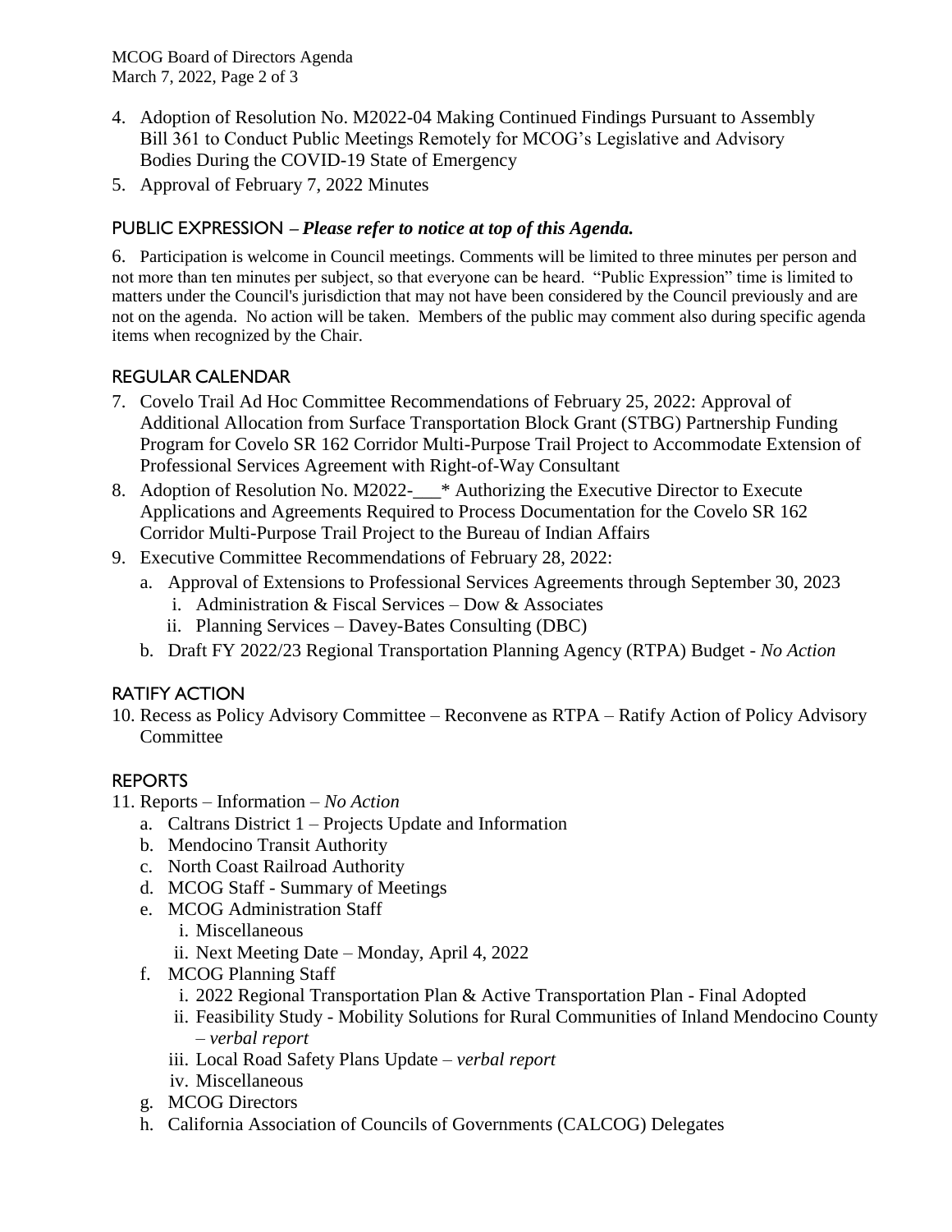4. Adoption of Resolution No. M2022-04 Making Continued Findings Pursuant to Assembly Bill 361 to Conduct Public Meetings Remotely for MCOG's Legislative and Advisory Bodies During the COVID-19 State of Emergency
5. Approval of February 7, 2022 Minutes

## PUBLIC EXPRESSION – *Please refer to notice at top of this Agenda.*

6. Participation is welcome in Council meetings. Comments will be limited to three minutes per person and not more than ten minutes per subject, so that everyone can be heard. "Public Expression" time is limited to matters under the Council's jurisdiction that may not have been considered by the Council previously and are not on the agenda. No action will be taken. Members of the public may comment also during specific agenda items when recognized by the Chair.

## REGULAR CALENDAR

7. Covelo Trail Ad Hoc Committee Recommendations of February 25, 2022: Approval of Additional Allocation from Surface Transportation Block Grant (STBG) Partnership Funding Program for Covelo SR 162 Corridor Multi-Purpose Trail Project to Accommodate Extension of Professional Services Agreement with Right-of-Way Consultant
8. Adoption of Resolution No. M2022-___* Authorizing the Executive Director to Execute Applications and Agreements Required to Process Documentation for the Covelo SR 162 Corridor Multi-Purpose Trail Project to the Bureau of Indian Affairs
9. Executive Committee Recommendations of February 28, 2022:
   a. Approval of Extensions to Professional Services Agreements through September 30, 2023
      i. Administration & Fiscal Services – Dow & Associates
      ii. Planning Services – Davey-Bates Consulting (DBC)
   b. Draft FY 2022/23 Regional Transportation Planning Agency (RTPA) Budget - *No Action*

## RATIFY ACTION

10. Recess as Policy Advisory Committee – Reconvene as RTPA – Ratify Action of Policy Advisory Committee

## REPORTS

11. Reports – Information – *No Action*
    a. Caltrans District 1 – Projects Update and Information
    b. Mendocino Transit Authority
    c. North Coast Railroad Authority
    d. MCOG Staff - Summary of Meetings
    e. MCOG Administration Staff
       i. Miscellaneous
       ii. Next Meeting Date – Monday, April 4, 2022
    f. MCOG Planning Staff
       i. 2022 Regional Transportation Plan & Active Transportation Plan - Final Adopted
       ii. Feasibility Study - Mobility Solutions for Rural Communities of Inland Mendocino County – *verbal report*
       iii. Local Road Safety Plans Update – *verbal report*
       iv. Miscellaneous
    g. MCOG Directors
    h. California Association of Councils of Governments (CALCOG) Delegates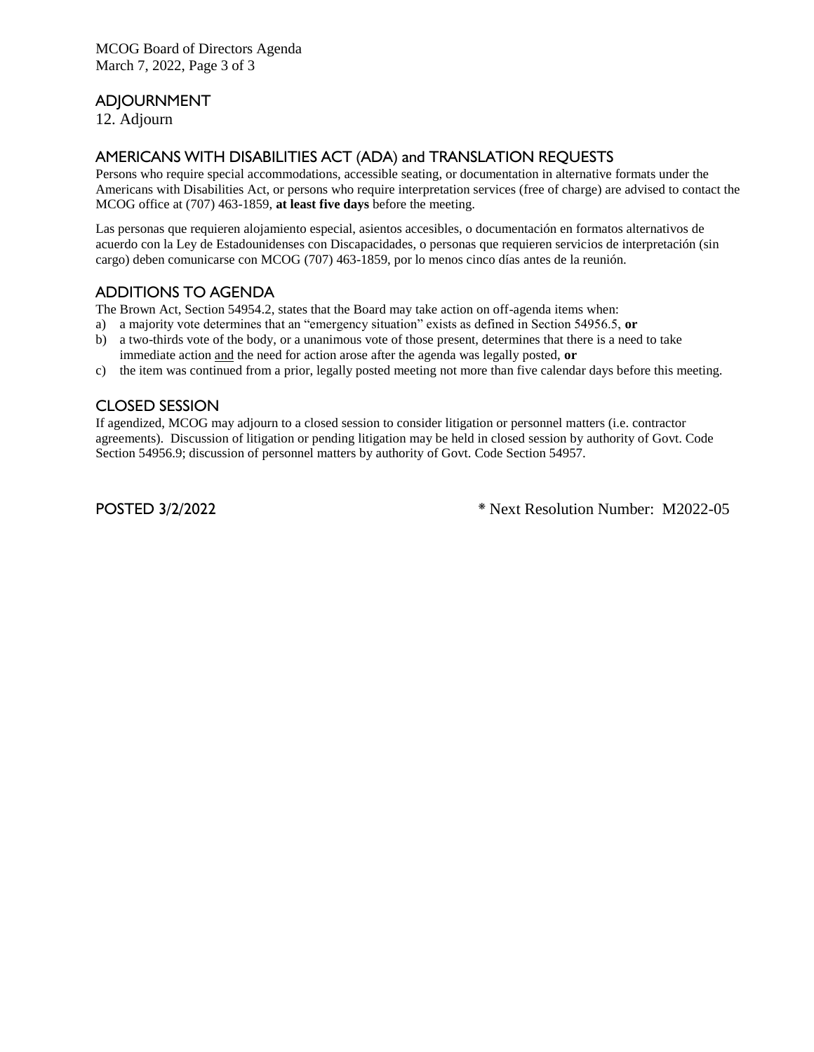## ADJOURNMENT

12. Adjourn

## AMERICANS WITH DISABILITIES ACT (ADA) and TRANSLATION REQUESTS

Persons who require special accommodations, accessible seating, or documentation in alternative formats under the Americans with Disabilities Act, or persons who require interpretation services (free of charge) are advised to contact the MCOG office at (707) 463-1859, **at least five days** before the meeting.

Las personas que requieren alojamiento especial, asientos accesibles, o documentación en formatos alternativos de acuerdo con la Ley de Estadounidenses con Discapacidades, o personas que requieren servicios de interpretación (sin cargo) deben comunicarse con MCOG (707) 463-1859, por lo menos cinco días antes de la reunión.

## ADDITIONS TO AGENDA

The Brown Act, Section 54954.2, states that the Board may take action on off-agenda items when:

a) a majority vote determines that an "emergency situation" exists as defined in Section 54956.5, **or**
b) a two-thirds vote of the body, or a unanimous vote of those present, determines that there is a need to take immediate action and the need for action arose after the agenda was legally posted, **or**
c) the item was continued from a prior, legally posted meeting not more than five calendar days before this meeting.

## CLOSED SESSION

If agendized, MCOG may adjourn to a closed session to consider litigation or personnel matters (i.e. contractor agreements). Discussion of litigation or pending litigation may be held in closed session by authority of Govt. Code Section 54956.9; discussion of personnel matters by authority of Govt. Code Section 54957.

POSTED 3/2/2022

* Next Resolution Number: M2022-05